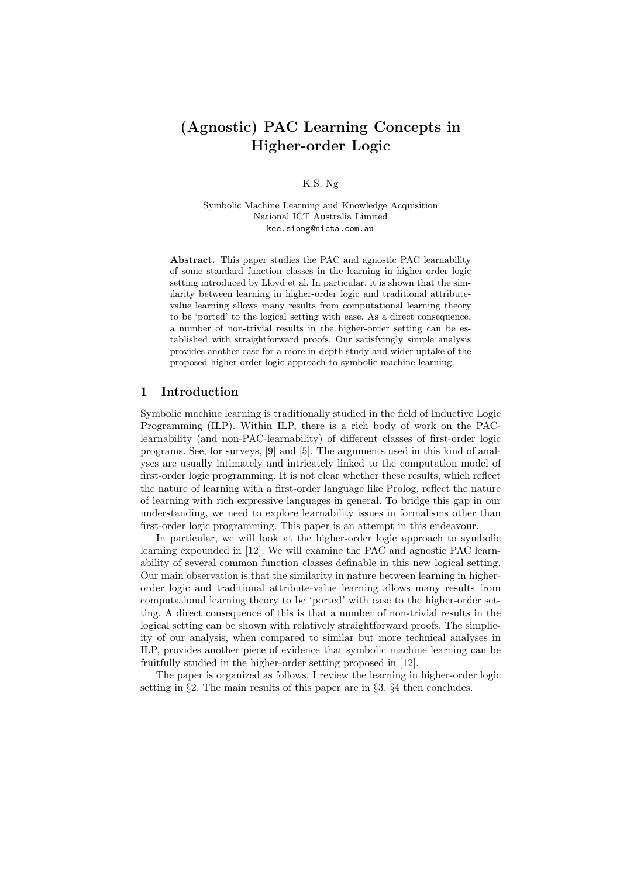# (Agnostic) PAC Learning Concepts in Higher-order Logic

K.S. Ng

Symbolic Machine Learning and Knowledge Acquisition
National ICT Australia Limited
kee.siong@nicta.com.au

**Abstract.** This paper studies the PAC and agnostic PAC learnability of some standard function classes in the learning in higher-order logic setting introduced by Lloyd et al. In particular, it is shown that the similarity between learning in higher-order logic and traditional attribute-value learning allows many results from computational learning theory to be 'ported' to the logical setting with ease. As a direct consequence, a number of non-trivial results in the higher-order setting can be established with straightforward proofs. Our satisfyingly simple analysis provides another case for a more in-depth study and wider uptake of the proposed higher-order logic approach to symbolic machine learning.

## 1 Introduction

Symbolic machine learning is traditionally studied in the field of Inductive Logic Programming (ILP). Within ILP, there is a rich body of work on the PAC-learnability (and non-PAC-learnability) of different classes of first-order logic programs. See, for surveys, [9] and [5]. The arguments used in this kind of analyses are usually intimately and intricately linked to the computation model of first-order logic programming. It is not clear whether these results, which reflect the nature of learning with a first-order language like Prolog, reflect the nature of learning with rich expressive languages in general. To bridge this gap in our understanding, we need to explore learnability issues in formalisms other than first-order logic programming. This paper is an attempt in this endeavour.

In particular, we will look at the higher-order logic approach to symbolic learning expounded in [12]. We will examine the PAC and agnostic PAC learnability of several common function classes definable in this new logical setting. Our main observation is that the similarity in nature between learning in higher-order logic and traditional attribute-value learning allows many results from computational learning theory to be 'ported' with ease to the higher-order setting. A direct consequence of this is that a number of non-trivial results in the logical setting can be shown with relatively straightforward proofs. The simplicity of our analysis, when compared to similar but more technical analyses in ILP, provides another piece of evidence that symbolic machine learning can be fruitfully studied in the higher-order setting proposed in [12].

The paper is organized as follows. I review the learning in higher-order logic setting in §2. The main results of this paper are in §3. §4 then concludes.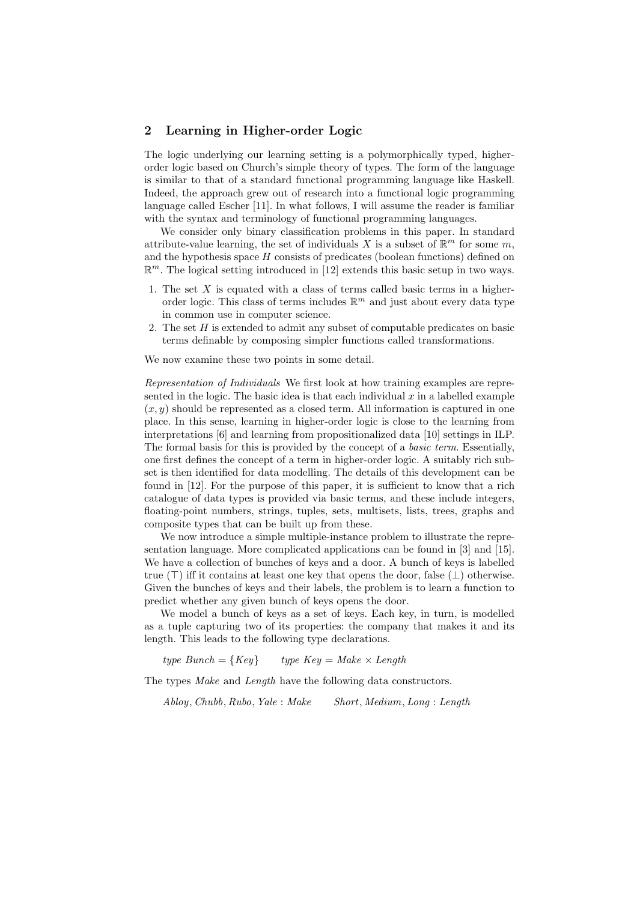## 2 Learning in Higher-order Logic

The logic underlying our learning setting is a polymorphically typed, higher-order logic based on Church's simple theory of types. The form of the language is similar to that of a standard functional programming language like Haskell. Indeed, the approach grew out of research into a functional logic programming language called Escher [11]. In what follows, I will assume the reader is familiar with the syntax and terminology of functional programming languages.

We consider only binary classification problems in this paper. In standard attribute-value learning, the set of individuals $X$ is a subset of $\mathbb{R}^m$ for some $m$, and the hypothesis space $H$ consists of predicates (boolean functions) defined on $\mathbb{R}^m$. The logical setting introduced in [12] extends this basic setup in two ways.

1. The set $X$ is equated with a class of terms called basic terms in a higher-order logic. This class of terms includes $\mathbb{R}^m$ and just about every data type in common use in computer science.
2. The set $H$ is extended to admit any subset of computable predicates on basic terms definable by composing simpler functions called transformations.

We now examine these two points in some detail.

*Representation of Individuals* We first look at how training examples are represented in the logic. The basic idea is that each individual $x$ in a labelled example $(x, y)$ should be represented as a closed term. All information is captured in one place. In this sense, learning in higher-order logic is close to the learning from interpretations [6] and learning from propositionalized data [10] settings in ILP. The formal basis for this is provided by the concept of a *basic term*. Essentially, one first defines the concept of a term in higher-order logic. A suitably rich subset is then identified for data modelling. The details of this development can be found in [12]. For the purpose of this paper, it is sufficient to know that a rich catalogue of data types is provided via basic terms, and these include integers, floating-point numbers, strings, tuples, sets, multisets, lists, trees, graphs and composite types that can be built up from these.

We now introduce a simple multiple-instance problem to illustrate the representation language. More complicated applications can be found in [3] and [15]. We have a collection of bunches of keys and a door. A bunch of keys is labelled true ($\top$) iff it contains at least one key that opens the door, false ($\bot$) otherwise. Given the bunches of keys and their labels, the problem is to learn a function to predict whether any given bunch of keys opens the door.

We model a bunch of keys as a set of keys. Each key, in turn, is modelled as a tuple capturing two of its properties: the company that makes it and its length. This leads to the following type declarations.

$$\textit{type Bunch} = \{\textit{Key}\} \qquad \textit{type Key} = \textit{Make} \times \textit{Length}$$

The types *Make* and *Length* have the following data constructors.

$$\textit{Abloy}, \textit{Chubb}, \textit{Rubo}, \textit{Yale} : \textit{Make} \qquad \textit{Short}, \textit{Medium}, \textit{Long} : \textit{Length}$$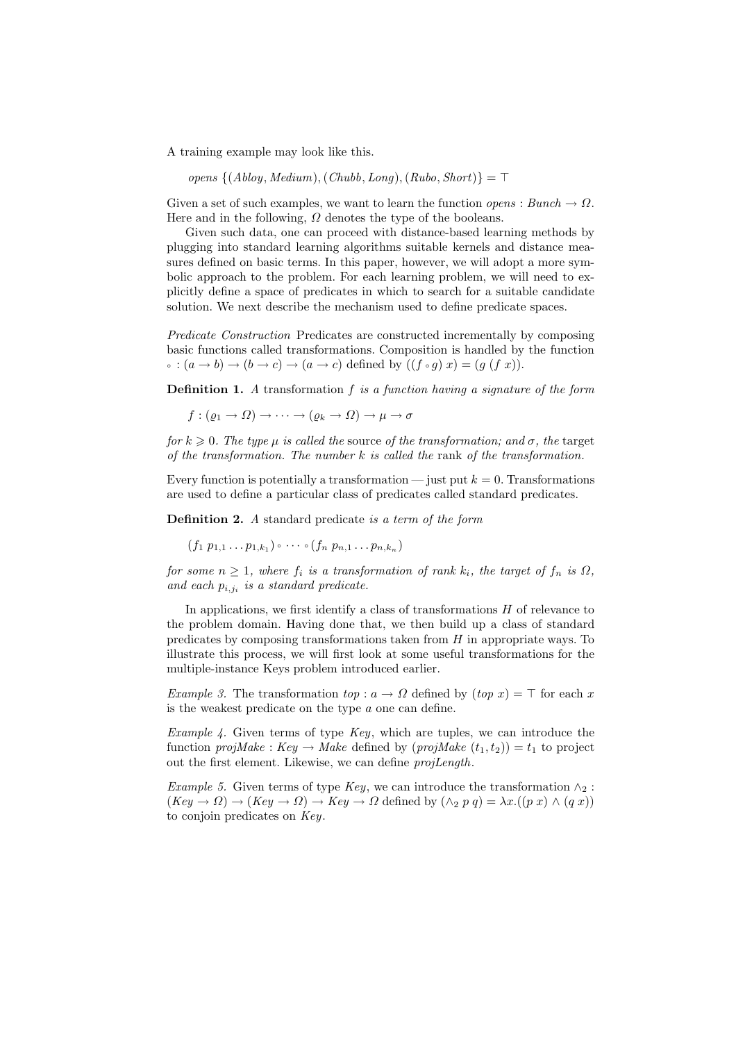A training example may look like this.

$$opens\ \{(Abloy, Medium), (Chubb, Long), (Rubo, Short)\} = \top$$

Given a set of such examples, we want to learn the function $opens : Bunch \to \Omega$. Here and in the following, $\Omega$ denotes the type of the booleans.

Given such data, one can proceed with distance-based learning methods by plugging into standard learning algorithms suitable kernels and distance measures defined on basic terms. In this paper, however, we will adopt a more symbolic approach to the problem. For each learning problem, we will need to explicitly define a space of predicates in which to search for a suitable candidate solution. We next describe the mechanism used to define predicate spaces.

*Predicate Construction* Predicates are constructed incrementally by composing basic functions called transformations. Composition is handled by the function $\circ : (a \to b) \to (b \to c) \to (a \to c)$ defined by $((f \circ g)\ x) = (g\ (f\ x))$.

**Definition 1.** *A* transformation $f$ *is a function having a signature of the form*

$$f : (\varrho_1 \to \Omega) \to \cdots \to (\varrho_k \to \Omega) \to \mu \to \sigma$$

*for $k \geqslant 0$. The type $\mu$ is called the* source *of the transformation; and $\sigma$, the* target *of the transformation. The number $k$ is called the* rank *of the transformation.*

Every function is potentially a transformation — just put $k = 0$. Transformations are used to define a particular class of predicates called standard predicates.

**Definition 2.** *A* standard predicate *is a term of the form*

$$(f_1\ p_{1,1} \dots p_{1,k_1}) \circ \cdots \circ (f_n\ p_{n,1} \dots p_{n,k_n})$$

*for some $n \geq 1$, where $f_i$ is a transformation of rank $k_i$, the target of $f_n$ is $\Omega$, and each $p_{i,j_i}$ is a standard predicate.*

In applications, we first identify a class of transformations $H$ of relevance to the problem domain. Having done that, we then build up a class of standard predicates by composing transformations taken from $H$ in appropriate ways. To illustrate this process, we will first look at some useful transformations for the multiple-instance Keys problem introduced earlier.

*Example 3.* The transformation $top : a \to \Omega$ defined by $(top\ x) = \top$ for each $x$ is the weakest predicate on the type $a$ one can define.

*Example 4.* Given terms of type $Key$, which are tuples, we can introduce the function $projMake : Key \to Make$ defined by $(projMake\ (t_1, t_2)) = t_1$ to project out the first element. Likewise, we can define $projLength$.

*Example 5.* Given terms of type $Key$, we can introduce the transformation $\wedge_2 : (Key \to \Omega) \to (Key \to \Omega) \to Key \to \Omega$ defined by $(\wedge_2\ p\ q) = \lambda x.((p\ x) \wedge (q\ x))$ to conjoin predicates on $Key$.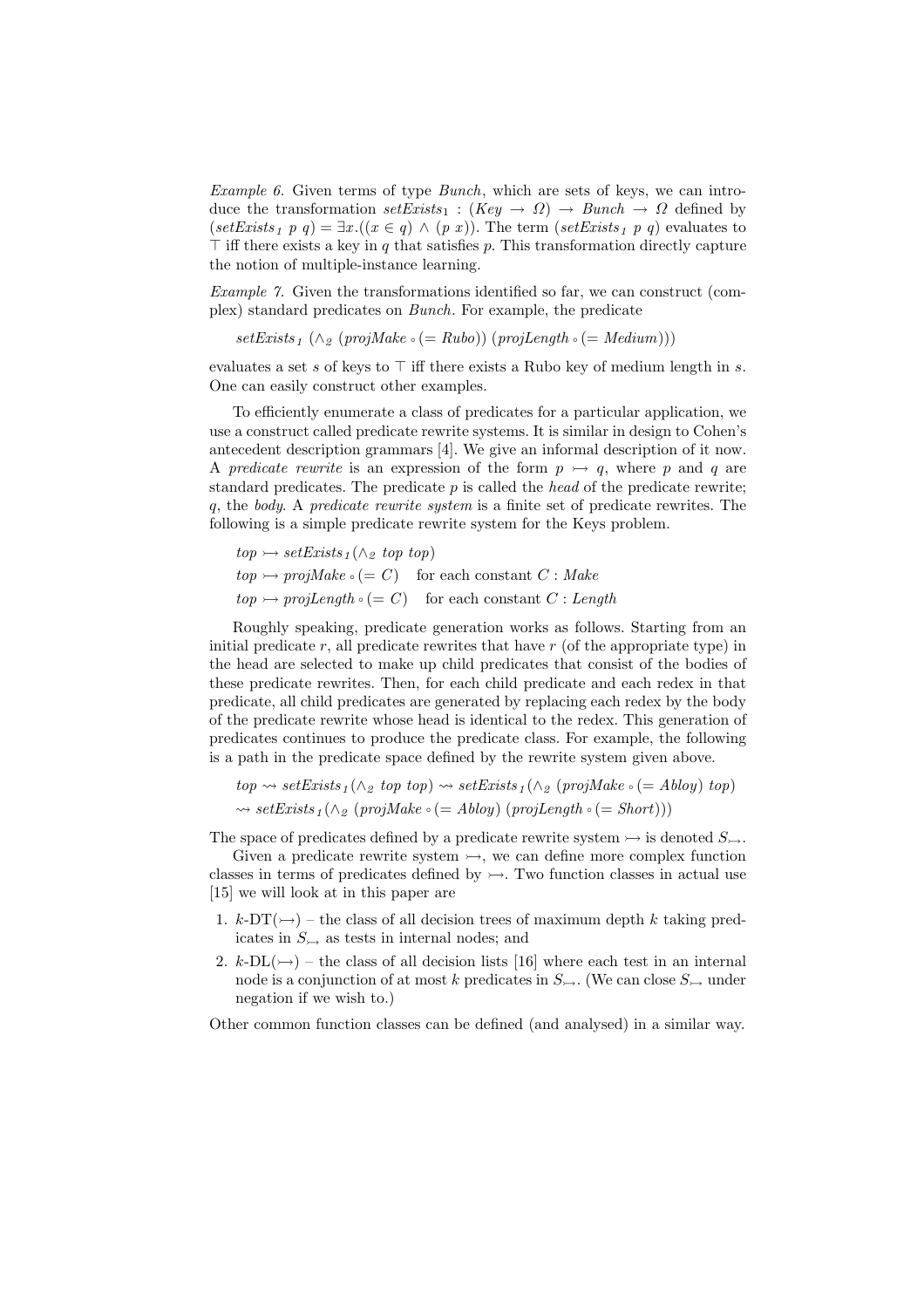*Example 6.* Given terms of type *Bunch*, which are sets of keys, we can introduce the transformation $setExists_1 : (Key \rightarrow \Omega) \rightarrow Bunch \rightarrow \Omega$ defined by $(setExists_1\ p\ q) = \exists x.((x \in q) \wedge (p\ x))$. The term $(setExists_1\ p\ q)$ evaluates to $\top$ iff there exists a key in $q$ that satisfies $p$. This transformation directly capture the notion of multiple-instance learning.

*Example 7.* Given the transformations identified so far, we can construct (complex) standard predicates on *Bunch*. For example, the predicate

$$setExists_1\ (\wedge_2\ (projMake \circ (= Rubo))\ (projLength \circ (= Medium)))$$

evaluates a set $s$ of keys to $\top$ iff there exists a Rubo key of medium length in $s$. One can easily construct other examples.

To efficiently enumerate a class of predicates for a particular application, we use a construct called predicate rewrite systems. It is similar in design to Cohen's antecedent description grammars [4]. We give an informal description of it now. A *predicate rewrite* is an expression of the form $p \rightarrowtail q$, where $p$ and $q$ are standard predicates. The predicate $p$ is called the *head* of the predicate rewrite; $q$, the *body*. A *predicate rewrite system* is a finite set of predicate rewrites. The following is a simple predicate rewrite system for the Keys problem.

$$top \rightarrowtail setExists_1(\wedge_2\ top\ top)$$

$$top \rightarrowtail projMake \circ (= C) \quad \text{for each constant } C : Make$$

$$top \rightarrowtail projLength \circ (= C) \quad \text{for each constant } C : Length$$

Roughly speaking, predicate generation works as follows. Starting from an initial predicate $r$, all predicate rewrites that have $r$ (of the appropriate type) in the head are selected to make up child predicates that consist of the bodies of these predicate rewrites. Then, for each child predicate and each redex in that predicate, all child predicates are generated by replacing each redex by the body of the predicate rewrite whose head is identical to the redex. This generation of predicates continues to produce the predicate class. For example, the following is a path in the predicate space defined by the rewrite system given above.

$$top \rightsquigarrow setExists_1(\wedge_2\ top\ top) \rightsquigarrow setExists_1(\wedge_2\ (projMake \circ (= Abloy)\ top)$$

$$\rightsquigarrow setExists_1(\wedge_2\ (projMake \circ (= Abloy)\ (projLength \circ (= Short)))$$

The space of predicates defined by a predicate rewrite system $\rightarrowtail$ is denoted $S_{\rightarrowtail}$.

Given a predicate rewrite system $\rightarrowtail$, we can define more complex function classes in terms of predicates defined by $\rightarrowtail$. Two function classes in actual use [15] we will look at in this paper are

1. $k$-DT($\rightarrowtail$) – the class of all decision trees of maximum depth $k$ taking predicates in $S_{\rightarrowtail}$ as tests in internal nodes; and
2. $k$-DL($\rightarrowtail$) – the class of all decision lists [16] where each test in an internal node is a conjunction of at most $k$ predicates in $S_{\rightarrowtail}$. (We can close $S_{\rightarrowtail}$ under negation if we wish to.)

Other common function classes can be defined (and analysed) in a similar way.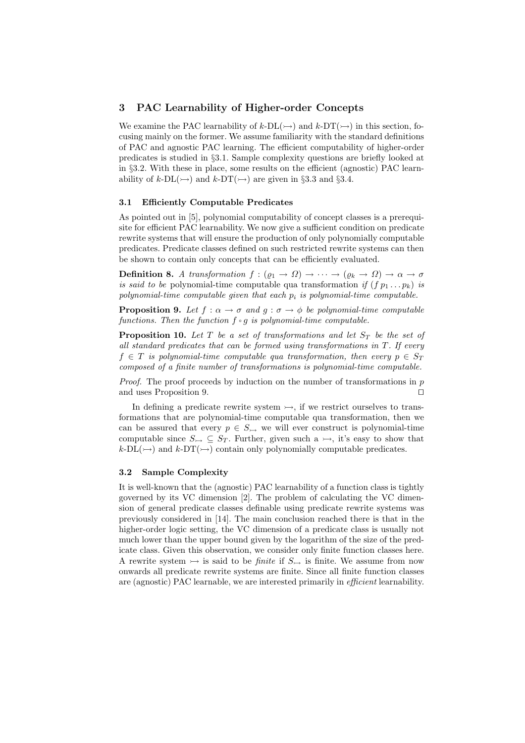## 3 PAC Learnability of Higher-order Concepts

We examine the PAC learnability of $k$-DL($\rightarrowtail$) and $k$-DT($\rightarrowtail$) in this section, focusing mainly on the former. We assume familiarity with the standard definitions of PAC and agnostic PAC learning. The efficient computability of higher-order predicates is studied in §3.1. Sample complexity questions are briefly looked at in §3.2. With these in place, some results on the efficient (agnostic) PAC learnability of $k$-DL($\rightarrowtail$) and $k$-DT($\rightarrowtail$) are given in §3.3 and §3.4.

### 3.1 Efficiently Computable Predicates

As pointed out in [5], polynomial computability of concept classes is a prerequisite for efficient PAC learnability. We now give a sufficient condition on predicate rewrite systems that will ensure the production of only polynomially computable predicates. Predicate classes defined on such restricted rewrite systems can then be shown to contain only concepts that can be efficiently evaluated.

**Definition 8.** *A transformation* $f : (\varrho_1 \rightarrow \Omega) \rightarrow \cdots \rightarrow (\varrho_k \rightarrow \Omega) \rightarrow \alpha \rightarrow \sigma$ *is said to be* polynomial-time computable qua transformation *if* $(f\, p_1 \ldots p_k)$ *is polynomial-time computable given that each* $p_i$ *is polynomial-time computable.*

**Proposition 9.** *Let* $f : \alpha \rightarrow \sigma$ *and* $g : \sigma \rightarrow \phi$ *be polynomial-time computable functions. Then the function* $f \circ g$ *is polynomial-time computable.*

**Proposition 10.** *Let* $T$ *be a set of transformations and let* $S_T$ *be the set of all standard predicates that can be formed using transformations in* $T$*. If every* $f \in T$ *is polynomial-time computable qua transformation, then every* $p \in S_T$ *composed of a finite number of transformations is polynomial-time computable.*

*Proof.* The proof proceeds by induction on the number of transformations in $p$ and uses Proposition 9. □

In defining a predicate rewrite system $\rightarrowtail$, if we restrict ourselves to transformations that are polynomial-time computable qua transformation, then we can be assured that every $p \in S_{\rightarrowtail}$ we will ever construct is polynomial-time computable since $S_{\rightarrowtail} \subseteq S_T$. Further, given such a $\rightarrowtail$, it's easy to show that $k$-DL($\rightarrowtail$) and $k$-DT($\rightarrowtail$) contain only polynomially computable predicates.

### 3.2 Sample Complexity

It is well-known that the (agnostic) PAC learnability of a function class is tightly governed by its VC dimension [2]. The problem of calculating the VC dimension of general predicate classes definable using predicate rewrite systems was previously considered in [14]. The main conclusion reached there is that in the higher-order logic setting, the VC dimension of a predicate class is usually not much lower than the upper bound given by the logarithm of the size of the predicate class. Given this observation, we consider only finite function classes here. A rewrite system $\rightarrowtail$ is said to be *finite* if $S_{\rightarrowtail}$ is finite. We assume from now onwards all predicate rewrite systems are finite. Since all finite function classes are (agnostic) PAC learnable, we are interested primarily in *efficient* learnability.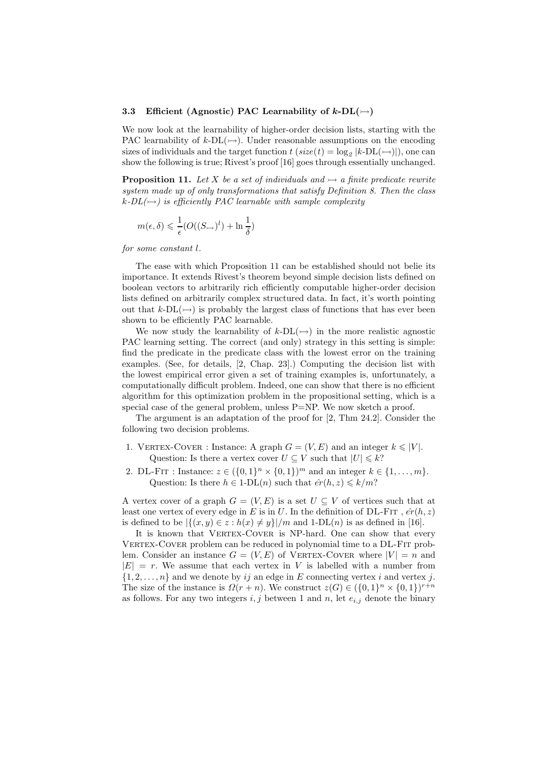### 3.3 Efficient (Agnostic) PAC Learnability of $k$-DL($\rightarrowtail$)

We now look at the learnability of higher-order decision lists, starting with the PAC learnability of $k$-DL($\rightarrowtail$). Under reasonable assumptions on the encoding sizes of individuals and the target function $t$ ($size(t) = \log_2 |k\text{-DL}(\rightarrowtail)|$), one can show the following is true; Rivest's proof [16] goes through essentially unchanged.

**Proposition 11.** *Let $X$ be a set of individuals and $\rightarrowtail$ a finite predicate rewrite system made up of only transformations that satisfy Definition 8. Then the class $k$-DL($\rightarrowtail$) is efficiently PAC learnable with sample complexity*

$$m(\epsilon, \delta) \leqslant \frac{1}{\epsilon}(O((S_{\rightarrowtail})^l) + \ln \frac{1}{\delta})$$

*for some constant $l$.*

The ease with which Proposition 11 can be established should not belie its importance. It extends Rivest's theorem beyond simple decision lists defined on boolean vectors to arbitrarily rich efficiently computable higher-order decision lists defined on arbitrarily complex structured data. In fact, it's worth pointing out that $k$-DL($\rightarrowtail$) is probably the largest class of functions that has ever been shown to be efficiently PAC learnable.

We now study the learnability of $k$-DL($\rightarrowtail$) in the more realistic agnostic PAC learning setting. The correct (and only) strategy in this setting is simple: find the predicate in the predicate class with the lowest error on the training examples. (See, for details, [2, Chap. 23].) Computing the decision list with the lowest empirical error given a set of training examples is, unfortunately, a computationally difficult problem. Indeed, one can show that there is no efficient algorithm for this optimization problem in the propositional setting, which is a special case of the general problem, unless P=NP. We now sketch a proof.

The argument is an adaptation of the proof for [2, Thm 24.2]. Consider the following two decision problems.

1. Vertex-Cover : Instance: A graph $G = (V, E)$ and an integer $k \leqslant |V|$.
   Question: Is there a vertex cover $U \subseteq V$ such that $|U| \leqslant k$?
2. DL-Fit : Instance: $z \in (\{0,1\}^n \times \{0,1\})^m$ and an integer $k \in \{1, \ldots, m\}$.
   Question: Is there $h \in 1\text{-DL}(n)$ such that $\hat{er}(h, z) \leqslant k/m$?

A vertex cover of a graph $G = (V, E)$ is a set $U \subseteq V$ of vertices such that at least one vertex of every edge in $E$ is in $U$. In the definition of DL-Fit , $\hat{er}(h, z)$ is defined to be $|\{(x, y) \in z : h(x) \neq y\}|/m$ and 1-DL($n$) is as defined in [16].

It is known that Vertex-Cover is NP-hard. One can show that every Vertex-Cover problem can be reduced in polynomial time to a DL-Fit problem. Consider an instance $G = (V, E)$ of Vertex-Cover where $|V| = n$ and $|E| = r$. We assume that each vertex in $V$ is labelled with a number from $\{1, 2, \ldots, n\}$ and we denote by $ij$ an edge in $E$ connecting vertex $i$ and vertex $j$. The size of the instance is $\Omega(r + n)$. We construct $z(G) \in (\{0,1\}^n \times \{0,1\})^{r+n}$ as follows. For any two integers $i, j$ between 1 and $n$, let $e_{i,j}$ denote the binary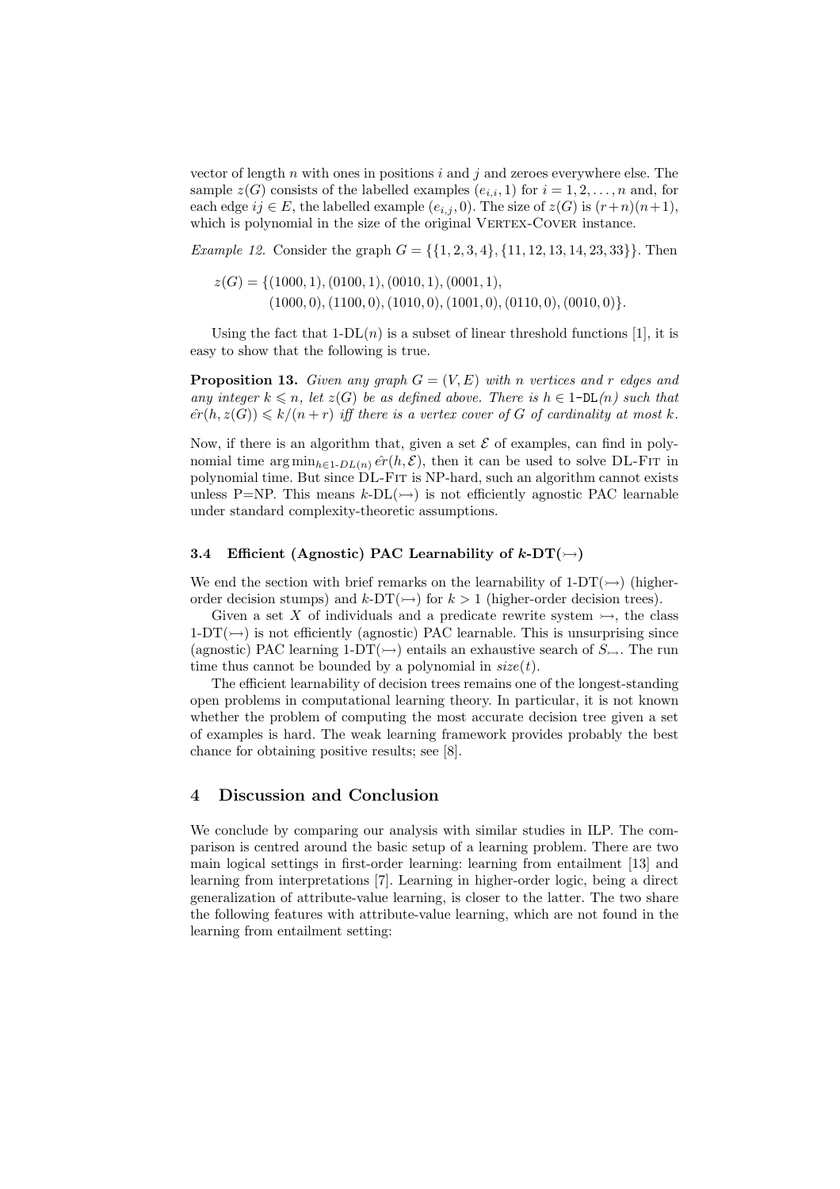vector of length $n$ with ones in positions $i$ and $j$ and zeroes everywhere else. The sample $z(G)$ consists of the labelled examples $(e_{i,i}, 1)$ for $i = 1, 2, \ldots, n$ and, for each edge $ij \in E$, the labelled example $(e_{i,j}, 0)$. The size of $z(G)$ is $(r+n)(n+1)$, which is polynomial in the size of the original Vertex-Cover instance.

*Example 12.* Consider the graph $G = \{\{1, 2, 3, 4\}, \{11, 12, 13, 14, 23, 33\}\}$. Then

$$z(G) = \{(1000, 1), (0100, 1), (0010, 1), (0001, 1),$$
$$(1000, 0), (1100, 0), (1010, 0), (1001, 0), (0110, 0), (0010, 0)\}.$$

Using the fact that 1-DL($n$) is a subset of linear threshold functions [1], it is easy to show that the following is true.

**Proposition 13.** *Given any graph $G = (V, E)$ with $n$ vertices and $r$ edges and any integer $k \leqslant n$, let $z(G)$ be as defined above. There is $h \in$ 1-DL($n$) such that $\hat{er}(h, z(G)) \leqslant k/(n + r)$ iff there is a vertex cover of $G$ of cardinality at most $k$.*

Now, if there is an algorithm that, given a set $\mathcal{E}$ of examples, can find in polynomial time $\arg\min_{h \in 1\text{-}DL(n)} \hat{er}(h, \mathcal{E})$, then it can be used to solve DL-Fit in polynomial time. But since DL-Fit is NP-hard, such an algorithm cannot exists unless P=NP. This means $k$-DL($\rightarrowtail$) is not efficiently agnostic PAC learnable under standard complexity-theoretic assumptions.

### 3.4 Efficient (Agnostic) PAC Learnability of $k$-DT($\rightarrowtail$)

We end the section with brief remarks on the learnability of 1-DT($\rightarrowtail$) (higher-order decision stumps) and $k$-DT($\rightarrowtail$) for $k > 1$ (higher-order decision trees).

Given a set $X$ of individuals and a predicate rewrite system $\rightarrowtail$, the class 1-DT($\rightarrowtail$) is not efficiently (agnostic) PAC learnable. This is unsurprising since (agnostic) PAC learning 1-DT($\rightarrowtail$) entails an exhaustive search of $S_{\rightarrowtail}$. The run time thus cannot be bounded by a polynomial in $size(t)$.

The efficient learnability of decision trees remains one of the longest-standing open problems in computational learning theory. In particular, it is not known whether the problem of computing the most accurate decision tree given a set of examples is hard. The weak learning framework provides probably the best chance for obtaining positive results; see [8].

## 4 Discussion and Conclusion

We conclude by comparing our analysis with similar studies in ILP. The comparison is centred around the basic setup of a learning problem. There are two main logical settings in first-order learning: learning from entailment [13] and learning from interpretations [7]. Learning in higher-order logic, being a direct generalization of attribute-value learning, is closer to the latter. The two share the following features with attribute-value learning, which are not found in the learning from entailment setting: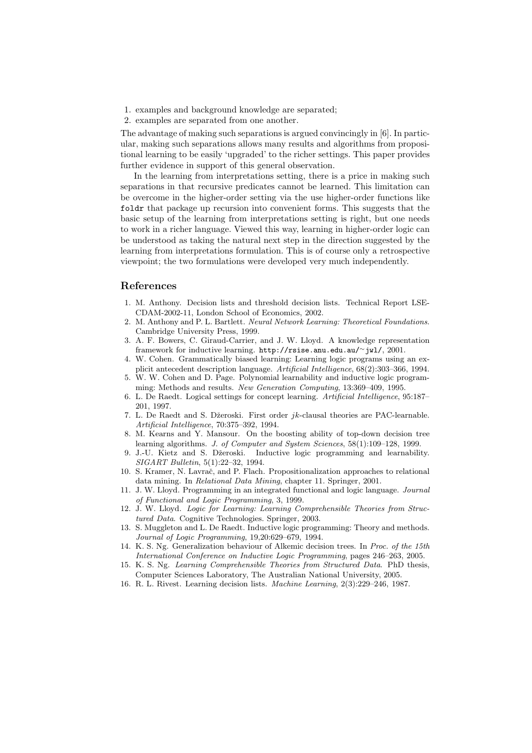1. examples and background knowledge are separated;
2. examples are separated from one another.

The advantage of making such separations is argued convincingly in [6]. In particular, making such separations allows many results and algorithms from propositional learning to be easily 'upgraded' to the richer settings. This paper provides further evidence in support of this general observation.

In the learning from interpretations setting, there is a price in making such separations in that recursive predicates cannot be learned. This limitation can be overcome in the higher-order setting via the use higher-order functions like `foldr` that package up recursion into convenient forms. This suggests that the basic setup of the learning from interpretations setting is right, but one needs to work in a richer language. Viewed this way, learning in higher-order logic can be understood as taking the natural next step in the direction suggested by the learning from interpretations formulation. This is of course only a retrospective viewpoint; the two formulations were developed very much independently.

## References

1. M. Anthony. Decision lists and threshold decision lists. Technical Report LSE-CDAM-2002-11, London School of Economics, 2002.
2. M. Anthony and P. L. Bartlett. *Neural Network Learning: Theoretical Foundations*. Cambridge University Press, 1999.
3. A. F. Bowers, C. Giraud-Carrier, and J. W. Lloyd. A knowledge representation framework for inductive learning. `http://rsise.anu.edu.au/~jwl/`, 2001.
4. W. Cohen. Grammatically biased learning: Learning logic programs using an explicit antecedent description language. *Artificial Intelligence*, 68(2):303–366, 1994.
5. W. W. Cohen and D. Page. Polynomial learnability and inductive logic programming: Methods and results. *New Generation Computing*, 13:369–409, 1995.
6. L. De Raedt. Logical settings for concept learning. *Artificial Intelligence*, 95:187–201, 1997.
7. L. De Raedt and S. Džeroski. First order *jk*-clausal theories are PAC-learnable. *Artificial Intelligence*, 70:375–392, 1994.
8. M. Kearns and Y. Mansour. On the boosting ability of top-down decision tree learning algorithms. *J. of Computer and System Sciences*, 58(1):109–128, 1999.
9. J.-U. Kietz and S. Džeroski. Inductive logic programming and learnability. *SIGART Bulletin*, 5(1):22–32, 1994.
10. S. Kramer, N. Lavrač, and P. Flach. Propositionalization approaches to relational data mining. In *Relational Data Mining*, chapter 11. Springer, 2001.
11. J. W. Lloyd. Programming in an integrated functional and logic language. *Journal of Functional and Logic Programming*, 3, 1999.
12. J. W. Lloyd. *Logic for Learning: Learning Comprehensible Theories from Structured Data*. Cognitive Technologies. Springer, 2003.
13. S. Muggleton and L. De Raedt. Inductive logic programming: Theory and methods. *Journal of Logic Programming*, 19,20:629–679, 1994.
14. K. S. Ng. Generalization behaviour of Alkemic decision trees. In *Proc. of the 15th International Conference on Inductive Logic Programming*, pages 246–263, 2005.
15. K. S. Ng. *Learning Comprehensible Theories from Structured Data*. PhD thesis, Computer Sciences Laboratory, The Australian National University, 2005.
16. R. L. Rivest. Learning decision lists. *Machine Learning*, 2(3):229–246, 1987.